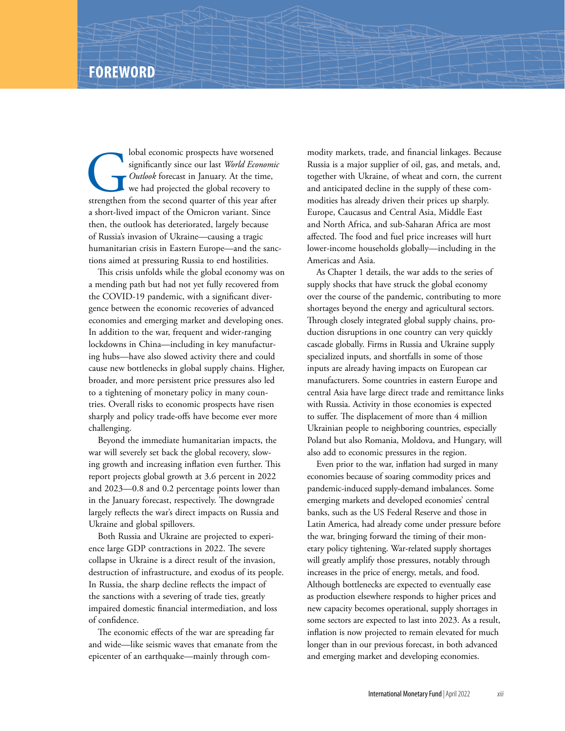# FOREWORD

Global economic prospects have worsened significantly since our last *World Economic Outlook* forecast in January. At the time, we had projected the global recovery to strengthen from the second quarter of this year after a short-lived impact of the Omicron variant. Since then, the outlook has deteriorated, largely because of Russia's invasion of Ukraine—causing a tragic humanitarian crisis in Eastern Europe—and the sanctions aimed at pressuring Russia to end hostilities.

This crisis unfolds while the global economy was on a mending path but had not yet fully recovered from the COVID-19 pandemic, with a significant divergence between the economic recoveries of advanced economies and emerging market and developing ones. In addition to the war, frequent and wider-ranging lockdowns in China—including in key manufacturing hubs—have also slowed activity there and could cause new bottlenecks in global supply chains. Higher, broader, and more persistent price pressures also led to a tightening of monetary policy in many countries. Overall risks to economic prospects have risen sharply and policy trade-offs have become ever more challenging.

Beyond the immediate humanitarian impacts, the war will severely set back the global recovery, slowing growth and increasing inflation even further. This report projects global growth at 3.6 percent in 2022 and 2023—0.8 and 0.2 percentage points lower than in the January forecast, respectively. The downgrade largely reflects the war's direct impacts on Russia and Ukraine and global spillovers.

Both Russia and Ukraine are projected to experience large GDP contractions in 2022. The severe collapse in Ukraine is a direct result of the invasion, destruction of infrastructure, and exodus of its people. In Russia, the sharp decline reflects the impact of the sanctions with a severing of trade ties, greatly impaired domestic financial intermediation, and loss of confidence.

The economic effects of the war are spreading far and wide—like seismic waves that emanate from the epicenter of an earthquake—mainly through commodity markets, trade, and financial linkages. Because Russia is a major supplier of oil, gas, and metals, and, together with Ukraine, of wheat and corn, the current and anticipated decline in the supply of these commodities has already driven their prices up sharply. Europe, Caucasus and Central Asia, Middle East and North Africa, and sub-Saharan Africa are most affected. The food and fuel price increases will hurt lower-income households globally—including in the Americas and Asia.

As Chapter 1 details, the war adds to the series of supply shocks that have struck the global economy over the course of the pandemic, contributing to more shortages beyond the energy and agricultural sectors. Through closely integrated global supply chains, production disruptions in one country can very quickly cascade globally. Firms in Russia and Ukraine supply specialized inputs, and shortfalls in some of those inputs are already having impacts on European car manufacturers. Some countries in eastern Europe and central Asia have large direct trade and remittance links with Russia. Activity in those economies is expected to suffer. The displacement of more than 4 million Ukrainian people to neighboring countries, especially Poland but also Romania, Moldova, and Hungary, will also add to economic pressures in the region.

Even prior to the war, inflation had surged in many economies because of soaring commodity prices and pandemic-induced supply-demand imbalances. Some emerging markets and developed economies' central banks, such as the US Federal Reserve and those in Latin America, had already come under pressure before the war, bringing forward the timing of their monetary policy tightening. War-related supply shortages will greatly amplify those pressures, notably through increases in the price of energy, metals, and food. Although bottlenecks are expected to eventually ease as production elsewhere responds to higher prices and new capacity becomes operational, supply shortages in some sectors are expected to last into 2023. As a result, inflation is now projected to remain elevated for much longer than in our previous forecast, in both advanced and emerging market and developing economies.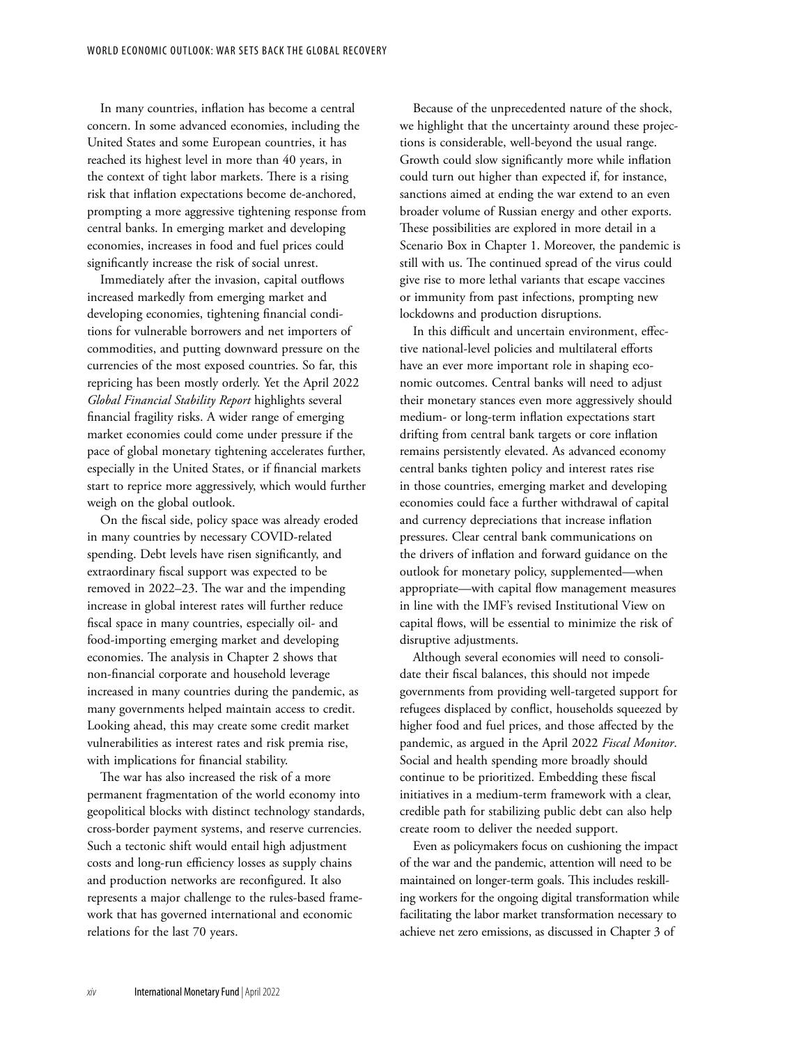In many countries, inflation has become a central concern. In some advanced economies, including the United States and some European countries, it has reached its highest level in more than 40 years, in the context of tight labor markets. There is a rising risk that inflation expectations become de-anchored, prompting a more aggressive tightening response from central banks. In emerging market and developing economies, increases in food and fuel prices could significantly increase the risk of social unrest.

Immediately after the invasion, capital outflows increased markedly from emerging market and developing economies, tightening financial conditions for vulnerable borrowers and net importers of commodities, and putting downward pressure on the currencies of the most exposed countries. So far, this repricing has been mostly orderly. Yet the April 2022 *Global Financial Stability Report* highlights several financial fragility risks. A wider range of emerging market economies could come under pressure if the pace of global monetary tightening accelerates further, especially in the United States, or if financial markets start to reprice more aggressively, which would further weigh on the global outlook.

On the fiscal side, policy space was already eroded in many countries by necessary COVID-related spending. Debt levels have risen significantly, and extraordinary fiscal support was expected to be removed in 2022–23. The war and the impending increase in global interest rates will further reduce fiscal space in many countries, especially oil- and food-importing emerging market and developing economies. The analysis in Chapter 2 shows that non-financial corporate and household leverage increased in many countries during the pandemic, as many governments helped maintain access to credit. Looking ahead, this may create some credit market vulnerabilities as interest rates and risk premia rise, with implications for financial stability.

The war has also increased the risk of a more permanent fragmentation of the world economy into geopolitical blocks with distinct technology standards, cross-border payment systems, and reserve currencies. Such a tectonic shift would entail high adjustment costs and long-run efficiency losses as supply chains and production networks are reconfigured. It also represents a major challenge to the rules-based framework that has governed international and economic relations for the last 70 years.

Because of the unprecedented nature of the shock, we highlight that the uncertainty around these projections is considerable, well-beyond the usual range. Growth could slow significantly more while inflation could turn out higher than expected if, for instance, sanctions aimed at ending the war extend to an even broader volume of Russian energy and other exports. These possibilities are explored in more detail in a Scenario Box in Chapter 1. Moreover, the pandemic is still with us. The continued spread of the virus could give rise to more lethal variants that escape vaccines or immunity from past infections, prompting new lockdowns and production disruptions.

In this difficult and uncertain environment, effective national-level policies and multilateral efforts have an ever more important role in shaping economic outcomes. Central banks will need to adjust their monetary stances even more aggressively should medium- or long-term inflation expectations start drifting from central bank targets or core inflation remains persistently elevated. As advanced economy central banks tighten policy and interest rates rise in those countries, emerging market and developing economies could face a further withdrawal of capital and currency depreciations that increase inflation pressures. Clear central bank communications on the drivers of inflation and forward guidance on the outlook for monetary policy, supplemented—when appropriate—with capital flow management measures in line with the IMF's revised Institutional View on capital flows, will be essential to minimize the risk of disruptive adjustments.

Although several economies will need to consolidate their fiscal balances, this should not impede governments from providing well-targeted support for refugees displaced by conflict, households squeezed by higher food and fuel prices, and those affected by the pandemic, as argued in the April 2022 *Fiscal Monitor*. Social and health spending more broadly should continue to be prioritized. Embedding these fiscal initiatives in a medium-term framework with a clear, credible path for stabilizing public debt can also help create room to deliver the needed support.

Even as policymakers focus on cushioning the impact of the war and the pandemic, attention will need to be maintained on longer-term goals. This includes reskilling workers for the ongoing digital transformation while facilitating the labor market transformation necessary to achieve net zero emissions, as discussed in Chapter 3 of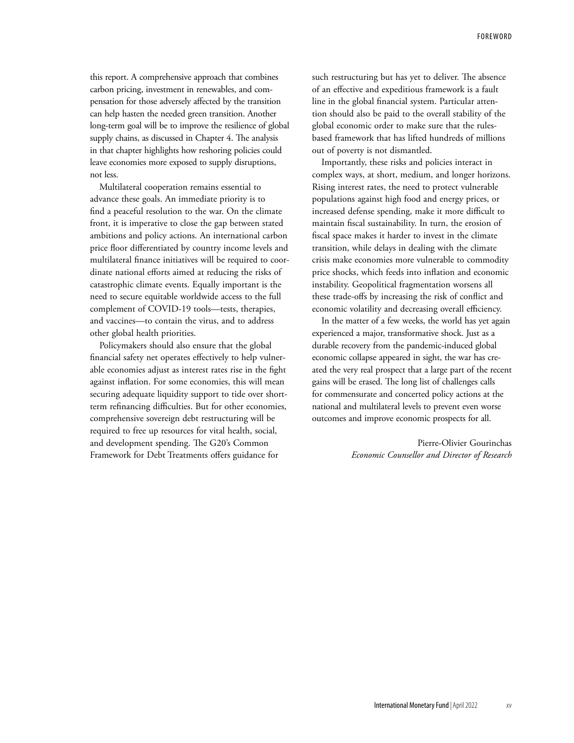this report. A comprehensive approach that combines carbon pricing, investment in renewables, and compensation for those adversely affected by the transition can help hasten the needed green transition. Another long-term goal will be to improve the resilience of global supply chains, as discussed in Chapter 4. The analysis in that chapter highlights how reshoring policies could leave economies more exposed to supply disruptions, not less.

Multilateral cooperation remains essential to advance these goals. An immediate priority is to find a peaceful resolution to the war. On the climate front, it is imperative to close the gap between stated ambitions and policy actions. An international carbon price floor differentiated by country income levels and multilateral finance initiatives will be required to coordinate national efforts aimed at reducing the risks of catastrophic climate events. Equally important is the need to secure equitable worldwide access to the full complement of COVID-19 tools—tests, therapies, and vaccines—to contain the virus, and to address other global health priorities.

Policymakers should also ensure that the global financial safety net operates effectively to help vulnerable economies adjust as interest rates rise in the fight against inflation. For some economies, this will mean securing adequate liquidity support to tide over short-term refinancing difficulties. But for other economies, comprehensive sovereign debt restructuring will be required to free up resources for vital health, social, and development spending. The G20's Common Framework for Debt Treatments offers guidance for such restructuring but has yet to deliver. The absence of an effective and expeditious framework is a fault line in the global financial system. Particular attention should also be paid to the overall stability of the global economic order to make sure that the rules-based framework that has lifted hundreds of millions out of poverty is not dismantled.

Importantly, these risks and policies interact in complex ways, at short, medium, and longer horizons. Rising interest rates, the need to protect vulnerable populations against high food and energy prices, or increased defense spending, make it more difficult to maintain fiscal sustainability. In turn, the erosion of fiscal space makes it harder to invest in the climate transition, while delays in dealing with the climate crisis make economies more vulnerable to commodity price shocks, which feeds into inflation and economic instability. Geopolitical fragmentation worsens all these trade-offs by increasing the risk of conflict and economic volatility and decreasing overall efficiency.

In the matter of a few weeks, the world has yet again experienced a major, transformative shock. Just as a durable recovery from the pandemic-induced global economic collapse appeared in sight, the war has created the very real prospect that a large part of the recent gains will be erased. The long list of challenges calls for commensurate and concerted policy actions at the national and multilateral levels to prevent even worse outcomes and improve economic prospects for all.

Pierre-Olivier Gourinchas
*Economic Counsellor and Director of Research*